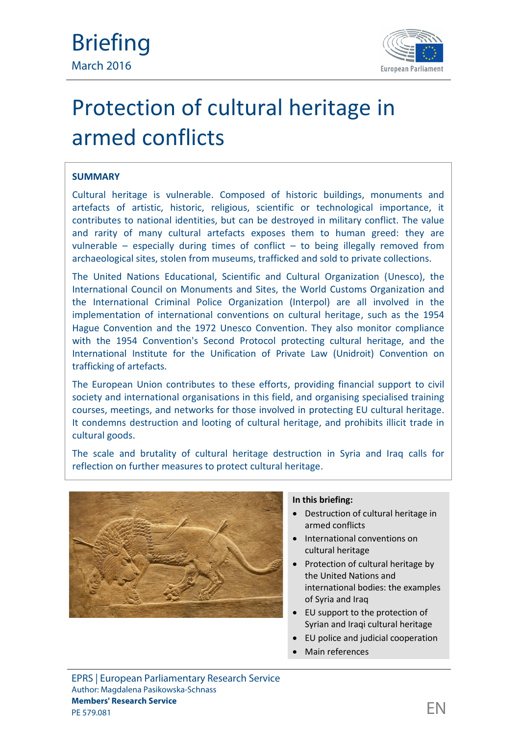# Briefing

March 2016

# Protection of cultural heritage in armed conflicts

## SUMMARY

Cultural heritage is vulnerable. Composed of historic buildings, monuments and artefacts of artistic, historic, religious, scientific or technological importance, it contributes to national identities, but can be destroyed in military conflict. The value and rarity of many cultural artefacts exposes them to human greed: they are vulnerable – especially during times of conflict – to being illegally removed from archaeological sites, stolen from museums, trafficked and sold to private collections.

The United Nations Educational, Scientific and Cultural Organization (Unesco), the International Council on Monuments and Sites, the World Customs Organization and the International Criminal Police Organization (Interpol) are all involved in the implementation of international conventions on cultural heritage, such as the 1954 Hague Convention and the 1972 Unesco Convention. They also monitor compliance with the 1954 Convention's Second Protocol protecting cultural heritage, and the International Institute for the Unification of Private Law (Unidroit) Convention on trafficking of artefacts.

The European Union contributes to these efforts, providing financial support to civil society and international organisations in this field, and organising specialised training courses, meetings, and networks for those involved in protecting EU cultural heritage. It condemns destruction and looting of cultural heritage, and prohibits illicit trade in cultural goods.

The scale and brutality of cultural heritage destruction in Syria and Iraq calls for reflection on further measures to protect cultural heritage.

**In this briefing:**

- Destruction of cultural heritage in armed conflicts
- International conventions on cultural heritage
- Protection of cultural heritage by the United Nations and international bodies: the examples of Syria and Iraq
- EU support to the protection of Syrian and Iraqi cultural heritage
- EU police and judicial cooperation
- Main references

EPRS | European Parliamentary Research Service

Author: Magdalena Pasikowska-Schnass

**Members' Research Service**

PE 579.081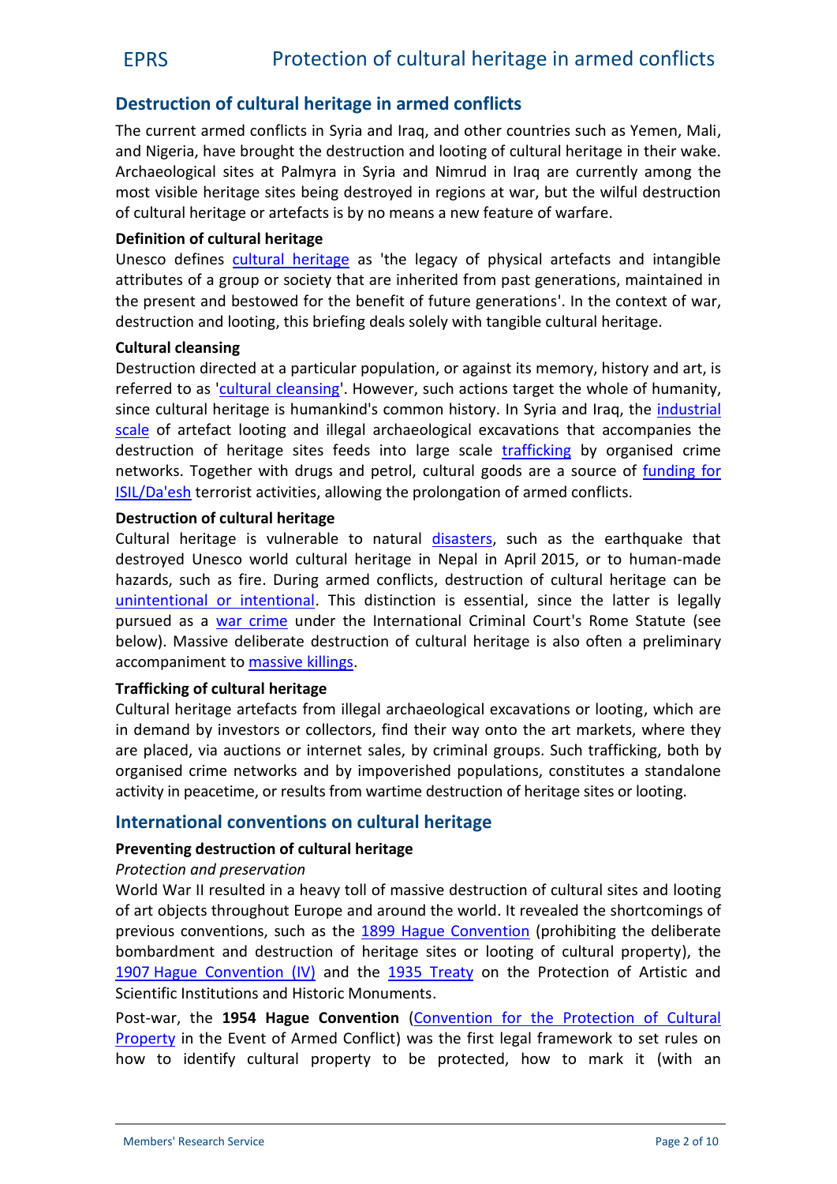## Destruction of cultural heritage in armed conflicts

The current armed conflicts in Syria and Iraq, and other countries such as Yemen, Mali, and Nigeria, have brought the destruction and looting of cultural heritage in their wake. Archaeological sites at Palmyra in Syria and Nimrud in Iraq are currently among the most visible heritage sites being destroyed in regions at war, but the wilful destruction of cultural heritage or artefacts is by no means a new feature of warfare.

### Definition of cultural heritage

Unesco defines cultural heritage as 'the legacy of physical artefacts and intangible attributes of a group or society that are inherited from past generations, maintained in the present and bestowed for the benefit of future generations'. In the context of war, destruction and looting, this briefing deals solely with tangible cultural heritage.

### Cultural cleansing

Destruction directed at a particular population, or against its memory, history and art, is referred to as 'cultural cleansing'. However, such actions target the whole of humanity, since cultural heritage is humankind's common history. In Syria and Iraq, the industrial scale of artefact looting and illegal archaeological excavations that accompanies the destruction of heritage sites feeds into large scale trafficking by organised crime networks. Together with drugs and petrol, cultural goods are a source of funding for ISIL/Da'esh terrorist activities, allowing the prolongation of armed conflicts.

### Destruction of cultural heritage

Cultural heritage is vulnerable to natural disasters, such as the earthquake that destroyed Unesco world cultural heritage in Nepal in April 2015, or to human-made hazards, such as fire. During armed conflicts, destruction of cultural heritage can be unintentional or intentional. This distinction is essential, since the latter is legally pursued as a war crime under the International Criminal Court's Rome Statute (see below). Massive deliberate destruction of cultural heritage is also often a preliminary accompaniment to massive killings.

### Trafficking of cultural heritage

Cultural heritage artefacts from illegal archaeological excavations or looting, which are in demand by investors or collectors, find their way onto the art markets, where they are placed, via auctions or internet sales, by criminal groups. Such trafficking, both by organised crime networks and by impoverished populations, constitutes a standalone activity in peacetime, or results from wartime destruction of heritage sites or looting.

## International conventions on cultural heritage

### Preventing destruction of cultural heritage

*Protection and preservation*

World War II resulted in a heavy toll of massive destruction of cultural sites and looting of art objects throughout Europe and around the world. It revealed the shortcomings of previous conventions, such as the 1899 Hague Convention (prohibiting the deliberate bombardment and destruction of heritage sites or looting of cultural property), the 1907 Hague Convention (IV) and the 1935 Treaty on the Protection of Artistic and Scientific Institutions and Historic Monuments.

Post-war, the **1954 Hague Convention** (Convention for the Protection of Cultural Property in the Event of Armed Conflict) was the first legal framework to set rules on how to identify cultural property to be protected, how to mark it (with an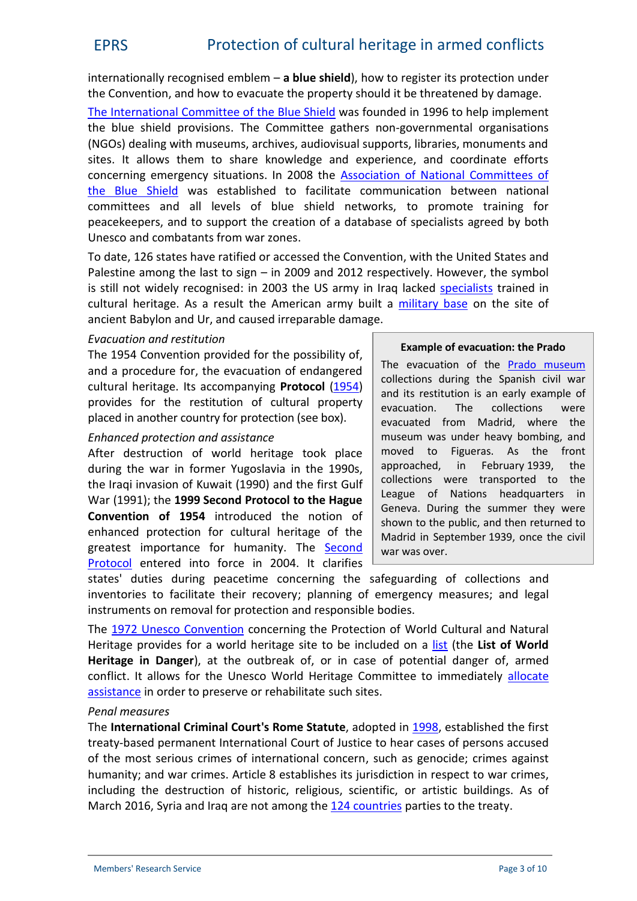internationally recognised emblem – **a blue shield**), how to register its protection under the Convention, and how to evacuate the property should it be threatened by damage.

The International Committee of the Blue Shield was founded in 1996 to help implement the blue shield provisions. The Committee gathers non-governmental organisations (NGOs) dealing with museums, archives, audiovisual supports, libraries, monuments and sites. It allows them to share knowledge and experience, and coordinate efforts concerning emergency situations. In 2008 the Association of National Committees of the Blue Shield was established to facilitate communication between national committees and all levels of blue shield networks, to promote training for peacekeepers, and to support the creation of a database of specialists agreed by both Unesco and combatants from war zones.

To date, 126 states have ratified or accessed the Convention, with the United States and Palestine among the last to sign – in 2009 and 2012 respectively. However, the symbol is still not widely recognised: in 2003 the US army in Iraq lacked specialists trained in cultural heritage. As a result the American army built a military base on the site of ancient Babylon and Ur, and caused irreparable damage.

*Evacuation and restitution*

The 1954 Convention provided for the possibility of, and a procedure for, the evacuation of endangered cultural heritage. Its accompanying **Protocol** (1954) provides for the restitution of cultural property placed in another country for protection (see box).

> **Example of evacuation: the Prado**
>
> The evacuation of the Prado museum collections during the Spanish civil war and its restitution is an early example of evacuation. The collections were evacuated from Madrid, where the museum was under heavy bombing, and moved to Figueras. As the front approached, in February 1939, the collections were transported to the League of Nations headquarters in Geneva. During the summer they were shown to the public, and then returned to Madrid in September 1939, once the civil war was over.

*Enhanced protection and assistance*

After destruction of world heritage took place during the war in former Yugoslavia in the 1990s, the Iraqi invasion of Kuwait (1990) and the first Gulf War (1991); the **1999 Second Protocol to the Hague Convention of 1954** introduced the notion of enhanced protection for cultural heritage of the greatest importance for humanity. The Second Protocol entered into force in 2004. It clarifies states' duties during peacetime concerning the safeguarding of collections and inventories to facilitate their recovery; planning of emergency measures; and legal instruments on removal for protection and responsible bodies.

The 1972 Unesco Convention concerning the Protection of World Cultural and Natural Heritage provides for a world heritage site to be included on a list (the **List of World Heritage in Danger**), at the outbreak of, or in case of potential danger of, armed conflict. It allows for the Unesco World Heritage Committee to immediately allocate assistance in order to preserve or rehabilitate such sites.

*Penal measures*

The **International Criminal Court's Rome Statute**, adopted in 1998, established the first treaty-based permanent International Court of Justice to hear cases of persons accused of the most serious crimes of international concern, such as genocide; crimes against humanity; and war crimes. Article 8 establishes its jurisdiction in respect to war crimes, including the destruction of historic, religious, scientific, or artistic buildings. As of March 2016, Syria and Iraq are not among the 124 countries parties to the treaty.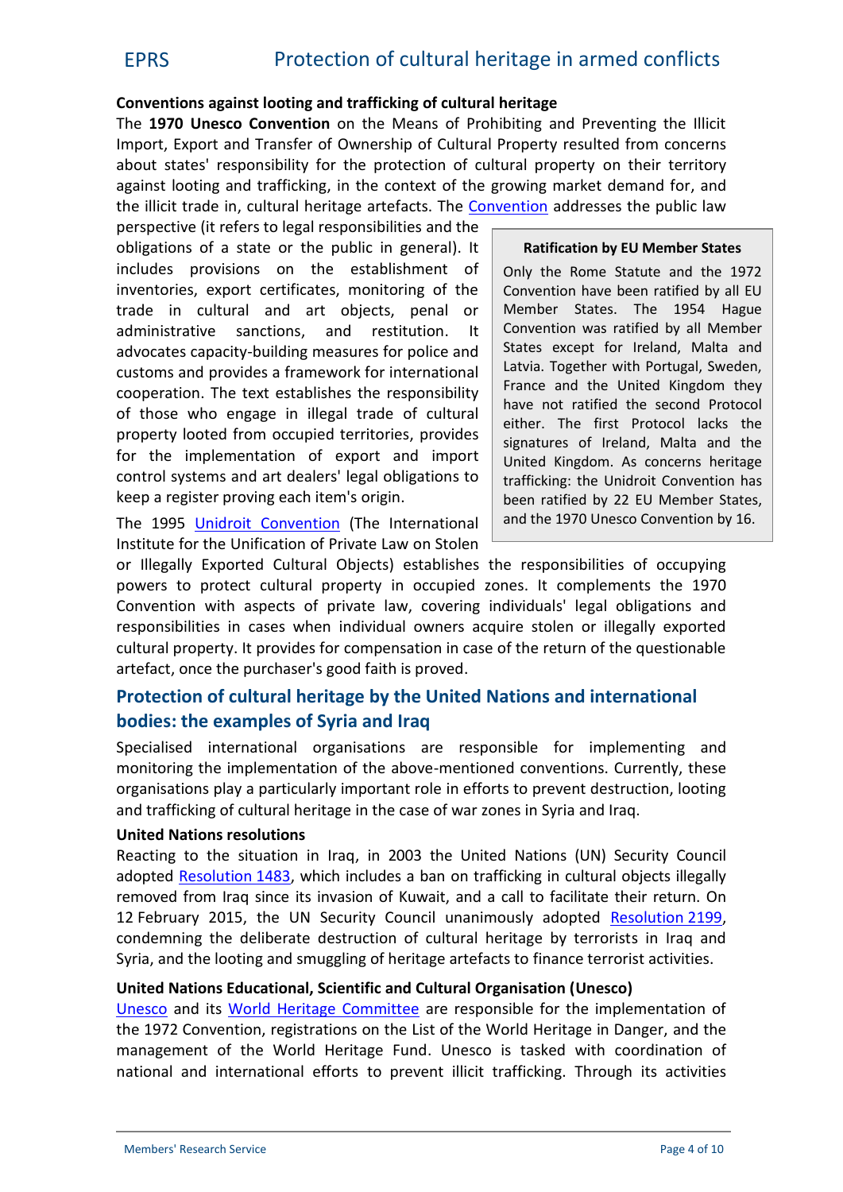**Conventions against looting and trafficking of cultural heritage**

The **1970 Unesco Convention** on the Means of Prohibiting and Preventing the Illicit Import, Export and Transfer of Ownership of Cultural Property resulted from concerns about states' responsibility for the protection of cultural property on their territory against looting and trafficking, in the context of the growing market demand for, and the illicit trade in, cultural heritage artefacts. The Convention addresses the public law perspective (it refers to legal responsibilities and the obligations of a state or the public in general). It includes provisions on the establishment of inventories, export certificates, monitoring of the trade in cultural and art objects, penal or administrative sanctions, and restitution. It advocates capacity-building measures for police and customs and provides a framework for international cooperation. The text establishes the responsibility of those who engage in illegal trade of cultural property looted from occupied territories, provides for the implementation of export and import control systems and art dealers' legal obligations to keep a register proving each item's origin.

The 1995 Unidroit Convention (The International Institute for the Unification of Private Law on Stolen or Illegally Exported Cultural Objects) establishes the responsibilities of occupying powers to protect cultural property in occupied zones. It complements the 1970 Convention with aspects of private law, covering individuals' legal obligations and responsibilities in cases when individual owners acquire stolen or illegally exported cultural property. It provides for compensation in case of the return of the questionable artefact, once the purchaser's good faith is proved.

> **Ratification by EU Member States**
>
> Only the Rome Statute and the 1972 Convention have been ratified by all EU Member States. The 1954 Hague Convention was ratified by all Member States except for Ireland, Malta and Latvia. Together with Portugal, Sweden, France and the United Kingdom they have not ratified the second Protocol either. The first Protocol lacks the signatures of Ireland, Malta and the United Kingdom. As concerns heritage trafficking: the Unidroit Convention has been ratified by 22 EU Member States, and the 1970 Unesco Convention by 16.

## Protection of cultural heritage by the United Nations and international bodies: the examples of Syria and Iraq

Specialised international organisations are responsible for implementing and monitoring the implementation of the above-mentioned conventions. Currently, these organisations play a particularly important role in efforts to prevent destruction, looting and trafficking of cultural heritage in the case of war zones in Syria and Iraq.

**United Nations resolutions**

Reacting to the situation in Iraq, in 2003 the United Nations (UN) Security Council adopted Resolution 1483, which includes a ban on trafficking in cultural objects illegally removed from Iraq since its invasion of Kuwait, and a call to facilitate their return. On 12 February 2015, the UN Security Council unanimously adopted Resolution 2199, condemning the deliberate destruction of cultural heritage by terrorists in Iraq and Syria, and the looting and smuggling of heritage artefacts to finance terrorist activities.

**United Nations Educational, Scientific and Cultural Organisation (Unesco)**

Unesco and its World Heritage Committee are responsible for the implementation of the 1972 Convention, registrations on the List of the World Heritage in Danger, and the management of the World Heritage Fund. Unesco is tasked with coordination of national and international efforts to prevent illicit trafficking. Through its activities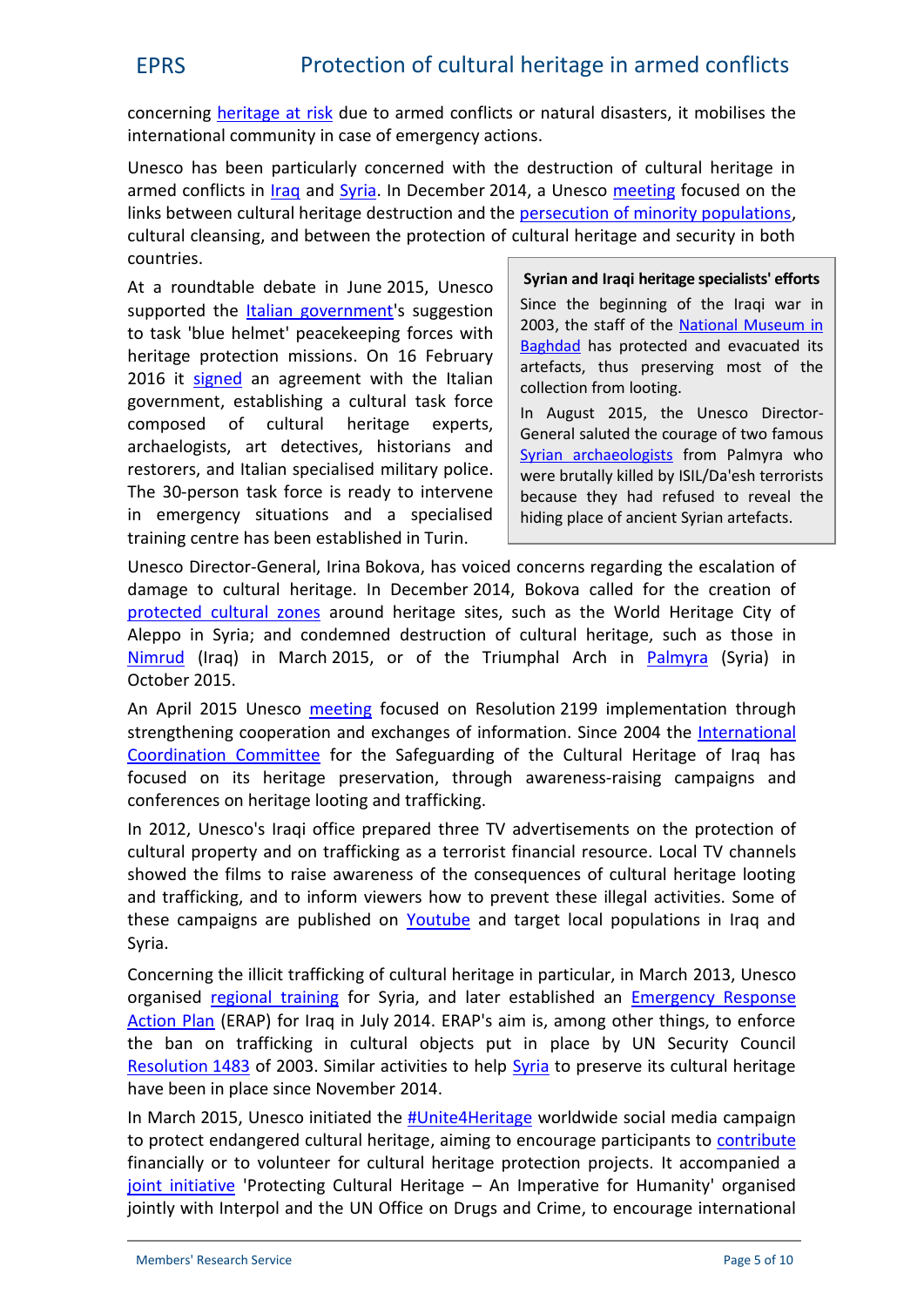concerning heritage at risk due to armed conflicts or natural disasters, it mobilises the international community in case of emergency actions.

Unesco has been particularly concerned with the destruction of cultural heritage in armed conflicts in Iraq and Syria. In December 2014, a Unesco meeting focused on the links between cultural heritage destruction and the persecution of minority populations, cultural cleansing, and between the protection of cultural heritage and security in both countries.

At a roundtable debate in June 2015, Unesco supported the Italian government's suggestion to task 'blue helmet' peacekeeping forces with heritage protection missions. On 16 February 2016 it signed an agreement with the Italian government, establishing a cultural task force composed of cultural heritage experts, archaeologists, art detectives, historians and restorers, and Italian specialised military police. The 30-person task force is ready to intervene in emergency situations and a specialised training centre has been established in Turin.

> **Syrian and Iraqi heritage specialists' efforts**
>
> Since the beginning of the Iraqi war in 2003, the staff of the National Museum in Baghdad has protected and evacuated its artefacts, thus preserving most of the collection from looting.
>
> In August 2015, the Unesco Director-General saluted the courage of two famous Syrian archaeologists from Palmyra who were brutally killed by ISIL/Da'esh terrorists because they had refused to reveal the hiding place of ancient Syrian artefacts.

Unesco Director-General, Irina Bokova, has voiced concerns regarding the escalation of damage to cultural heritage. In December 2014, Bokova called for the creation of protected cultural zones around heritage sites, such as the World Heritage City of Aleppo in Syria; and condemned destruction of cultural heritage, such as those in Nimrud (Iraq) in March 2015, or of the Triumphal Arch in Palmyra (Syria) in October 2015.

An April 2015 Unesco meeting focused on Resolution 2199 implementation through strengthening cooperation and exchanges of information. Since 2004 the International Coordination Committee for the Safeguarding of the Cultural Heritage of Iraq has focused on its heritage preservation, through awareness-raising campaigns and conferences on heritage looting and trafficking.

In 2012, Unesco's Iraqi office prepared three TV advertisements on the protection of cultural property and on trafficking as a terrorist financial resource. Local TV channels showed the films to raise awareness of the consequences of cultural heritage looting and trafficking, and to inform viewers how to prevent these illegal activities. Some of these campaigns are published on Youtube and target local populations in Iraq and Syria.

Concerning the illicit trafficking of cultural heritage in particular, in March 2013, Unesco organised regional training for Syria, and later established an Emergency Response Action Plan (ERAP) for Iraq in July 2014. ERAP's aim is, among other things, to enforce the ban on trafficking in cultural objects put in place by UN Security Council Resolution 1483 of 2003. Similar activities to help Syria to preserve its cultural heritage have been in place since November 2014.

In March 2015, Unesco initiated the #Unite4Heritage worldwide social media campaign to protect endangered cultural heritage, aiming to encourage participants to contribute financially or to volunteer for cultural heritage protection projects. It accompanied a joint initiative 'Protecting Cultural Heritage – An Imperative for Humanity' organised jointly with Interpol and the UN Office on Drugs and Crime, to encourage international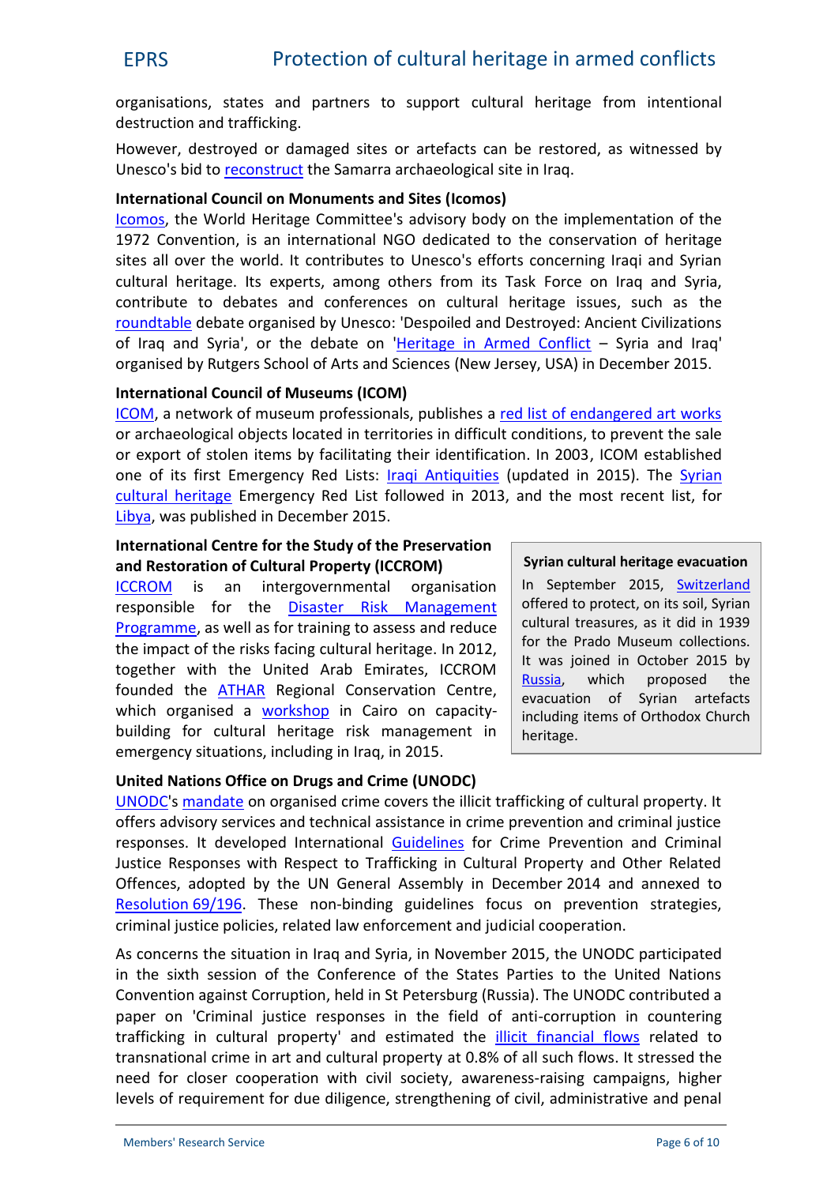organisations, states and partners to support cultural heritage from intentional destruction and trafficking.

However, destroyed or damaged sites or artefacts can be restored, as witnessed by Unesco's bid to reconstruct the Samarra archaeological site in Iraq.

### International Council on Monuments and Sites (Icomos)

Icomos, the World Heritage Committee's advisory body on the implementation of the 1972 Convention, is an international NGO dedicated to the conservation of heritage sites all over the world. It contributes to Unesco's efforts concerning Iraqi and Syrian cultural heritage. Its experts, among others from its Task Force on Iraq and Syria, contribute to debates and conferences on cultural heritage issues, such as the roundtable debate organised by Unesco: 'Despoiled and Destroyed: Ancient Civilizations of Iraq and Syria', or the debate on 'Heritage in Armed Conflict – Syria and Iraq' organised by Rutgers School of Arts and Sciences (New Jersey, USA) in December 2015.

### International Council of Museums (ICOM)

ICOM, a network of museum professionals, publishes a red list of endangered art works or archaeological objects located in territories in difficult conditions, to prevent the sale or export of stolen items by facilitating their identification. In 2003, ICOM established one of its first Emergency Red Lists: Iraqi Antiquities (updated in 2015). The Syrian cultural heritage Emergency Red List followed in 2013, and the most recent list, for Libya, was published in December 2015.

### International Centre for the Study of the Preservation and Restoration of Cultural Property (ICCROM)

ICCROM is an intergovernmental organisation responsible for the Disaster Risk Management Programme, as well as for training to assess and reduce the impact of the risks facing cultural heritage. In 2012, together with the United Arab Emirates, ICCROM founded the ATHAR Regional Conservation Centre, which organised a workshop in Cairo on capacity-building for cultural heritage risk management in emergency situations, including in Iraq, in 2015.

> **Syrian cultural heritage evacuation**
>
> In September 2015, Switzerland offered to protect, on its soil, Syrian cultural treasures, as it did in 1939 for the Prado Museum collections. It was joined in October 2015 by Russia, which proposed the evacuation of Syrian artefacts including items of Orthodox Church heritage.

### United Nations Office on Drugs and Crime (UNODC)

UNODC's mandate on organised crime covers the illicit trafficking of cultural property. It offers advisory services and technical assistance in crime prevention and criminal justice responses. It developed International Guidelines for Crime Prevention and Criminal Justice Responses with Respect to Trafficking in Cultural Property and Other Related Offences, adopted by the UN General Assembly in December 2014 and annexed to Resolution 69/196. These non-binding guidelines focus on prevention strategies, criminal justice policies, related law enforcement and judicial cooperation.

As concerns the situation in Iraq and Syria, in November 2015, the UNODC participated in the sixth session of the Conference of the States Parties to the United Nations Convention against Corruption, held in St Petersburg (Russia). The UNODC contributed a paper on 'Criminal justice responses in the field of anti-corruption in countering trafficking in cultural property' and estimated the illicit financial flows related to transnational crime in art and cultural property at 0.8% of all such flows. It stressed the need for closer cooperation with civil society, awareness-raising campaigns, higher levels of requirement for due diligence, strengthening of civil, administrative and penal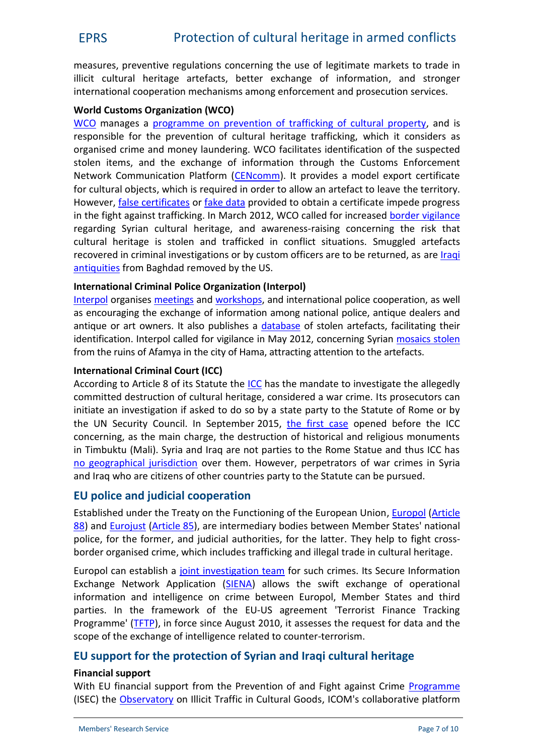measures, preventive regulations concerning the use of legitimate markets to trade in illicit cultural heritage artefacts, better exchange of information, and stronger international cooperation mechanisms among enforcement and prosecution services.

**World Customs Organization (WCO)**

WCO manages a programme on prevention of trafficking of cultural property, and is responsible for the prevention of cultural heritage trafficking, which it considers as organised crime and money laundering. WCO facilitates identification of the suspected stolen items, and the exchange of information through the Customs Enforcement Network Communication Platform (CENcomm). It provides a model export certificate for cultural objects, which is required in order to allow an artefact to leave the territory. However, false certificates or fake data provided to obtain a certificate impede progress in the fight against trafficking. In March 2012, WCO called for increased border vigilance regarding Syrian cultural heritage, and awareness-raising concerning the risk that cultural heritage is stolen and trafficked in conflict situations. Smuggled artefacts recovered in criminal investigations or by custom officers are to be returned, as are Iraqi antiquities from Baghdad removed by the US.

**International Criminal Police Organization (Interpol)**

Interpol organises meetings and workshops, and international police cooperation, as well as encouraging the exchange of information among national police, antique dealers and antique or art owners. It also publishes a database of stolen artefacts, facilitating their identification. Interpol called for vigilance in May 2012, concerning Syrian mosaics stolen from the ruins of Afamya in the city of Hama, attracting attention to the artefacts.

**International Criminal Court (ICC)**

According to Article 8 of its Statute the ICC has the mandate to investigate the allegedly committed destruction of cultural heritage, considered a war crime. Its prosecutors can initiate an investigation if asked to do so by a state party to the Statute of Rome or by the UN Security Council. In September 2015, the first case opened before the ICC concerning, as the main charge, the destruction of historical and religious monuments in Timbuktu (Mali). Syria and Iraq are not parties to the Rome Statue and thus ICC has no geographical jurisdiction over them. However, perpetrators of war crimes in Syria and Iraq who are citizens of other countries party to the Statute can be pursued.

## EU police and judicial cooperation

Established under the Treaty on the Functioning of the European Union, Europol (Article 88) and Eurojust (Article 85), are intermediary bodies between Member States' national police, for the former, and judicial authorities, for the latter. They help to fight cross-border organised crime, which includes trafficking and illegal trade in cultural heritage.

Europol can establish a joint investigation team for such crimes. Its Secure Information Exchange Network Application (SIENA) allows the swift exchange of operational information and intelligence on crime between Europol, Member States and third parties. In the framework of the EU-US agreement 'Terrorist Finance Tracking Programme' (TFTP), in force since August 2010, it assesses the request for data and the scope of the exchange of intelligence related to counter-terrorism.

## EU support for the protection of Syrian and Iraqi cultural heritage

**Financial support**

With EU financial support from the Prevention of and Fight against Crime Programme (ISEC) the Observatory on Illicit Traffic in Cultural Goods, ICOM's collaborative platform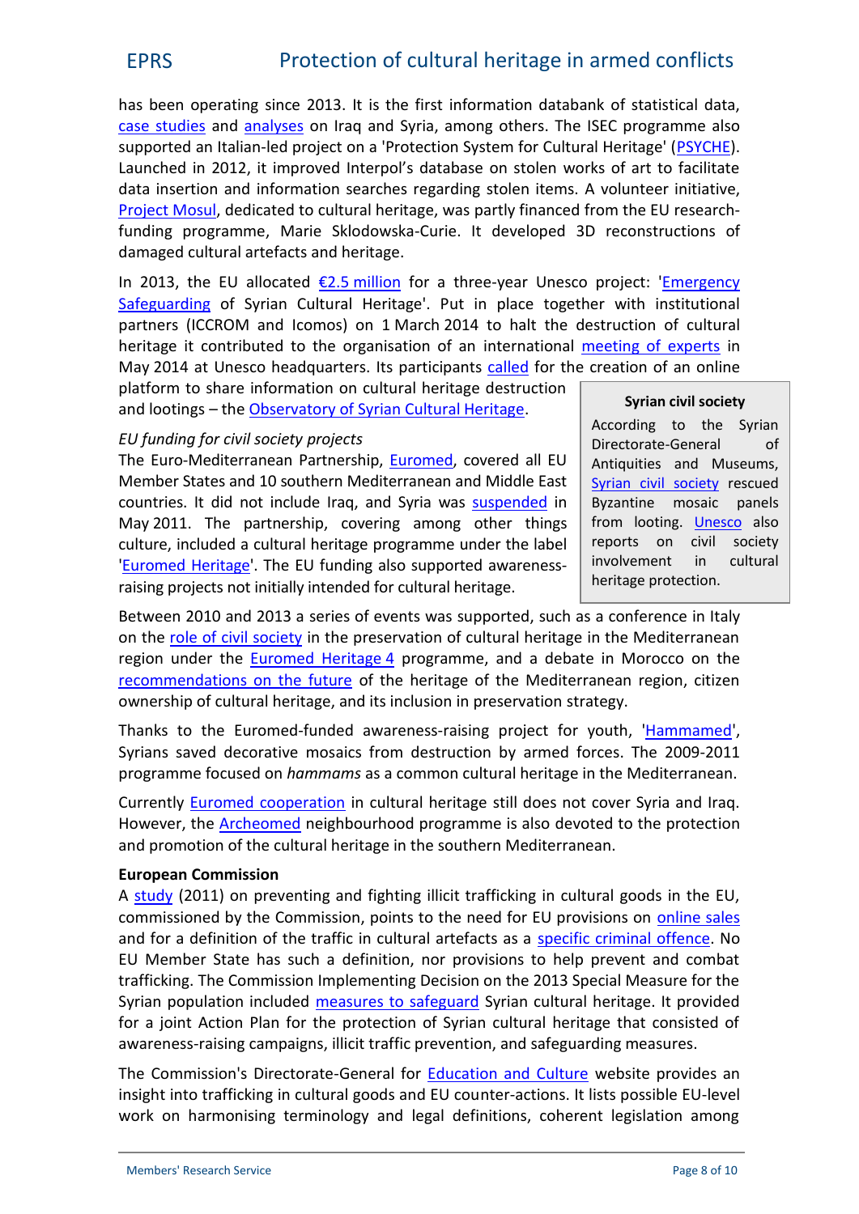has been operating since 2013. It is the first information databank of statistical data, case studies and analyses on Iraq and Syria, among others. The ISEC programme also supported an Italian-led project on a 'Protection System for Cultural Heritage' (PSYCHE). Launched in 2012, it improved Interpol's database on stolen works of art to facilitate data insertion and information searches regarding stolen items. A volunteer initiative, Project Mosul, dedicated to cultural heritage, was partly financed from the EU research-funding programme, Marie Sklodowska-Curie. It developed 3D reconstructions of damaged cultural artefacts and heritage.

In 2013, the EU allocated €2.5 million for a three-year Unesco project: 'Emergency Safeguarding of Syrian Cultural Heritage'. Put in place together with institutional partners (ICCROM and Icomos) on 1 March 2014 to halt the destruction of cultural heritage it contributed to the organisation of an international meeting of experts in May 2014 at Unesco headquarters. Its participants called for the creation of an online platform to share information on cultural heritage destruction and lootings – the Observatory of Syrian Cultural Heritage.

*EU funding for civil society projects*

The Euro-Mediterranean Partnership, Euromed, covered all EU Member States and 10 southern Mediterranean and Middle East countries. It did not include Iraq, and Syria was suspended in May 2011. The partnership, covering among other things culture, included a cultural heritage programme under the label 'Euromed Heritage'. The EU funding also supported awareness-raising projects not initially intended for cultural heritage.

> **Syrian civil society**
>
> According to the Syrian Directorate-General of Antiquities and Museums, Syrian civil society rescued Byzantine mosaic panels from looting. Unesco also reports on civil society involvement in cultural heritage protection.

Between 2010 and 2013 a series of events was supported, such as a conference in Italy on the role of civil society in the preservation of cultural heritage in the Mediterranean region under the Euromed Heritage 4 programme, and a debate in Morocco on the recommendations on the future of the heritage of the Mediterranean region, citizen ownership of cultural heritage, and its inclusion in preservation strategy.

Thanks to the Euromed-funded awareness-raising project for youth, 'Hammamed', Syrians saved decorative mosaics from destruction by armed forces. The 2009-2011 programme focused on *hammams* as a common cultural heritage in the Mediterranean.

Currently Euromed cooperation in cultural heritage still does not cover Syria and Iraq. However, the Archeomed neighbourhood programme is also devoted to the protection and promotion of the cultural heritage in the southern Mediterranean.

**European Commission**

A study (2011) on preventing and fighting illicit trafficking in cultural goods in the EU, commissioned by the Commission, points to the need for EU provisions on online sales and for a definition of the traffic in cultural artefacts as a specific criminal offence. No EU Member State has such a definition, nor provisions to help prevent and combat trafficking. The Commission Implementing Decision on the 2013 Special Measure for the Syrian population included measures to safeguard Syrian cultural heritage. It provided for a joint Action Plan for the protection of Syrian cultural heritage that consisted of awareness-raising campaigns, illicit traffic prevention, and safeguarding measures.

The Commission's Directorate-General for Education and Culture website provides an insight into trafficking in cultural goods and EU counter-actions. It lists possible EU-level work on harmonising terminology and legal definitions, coherent legislation among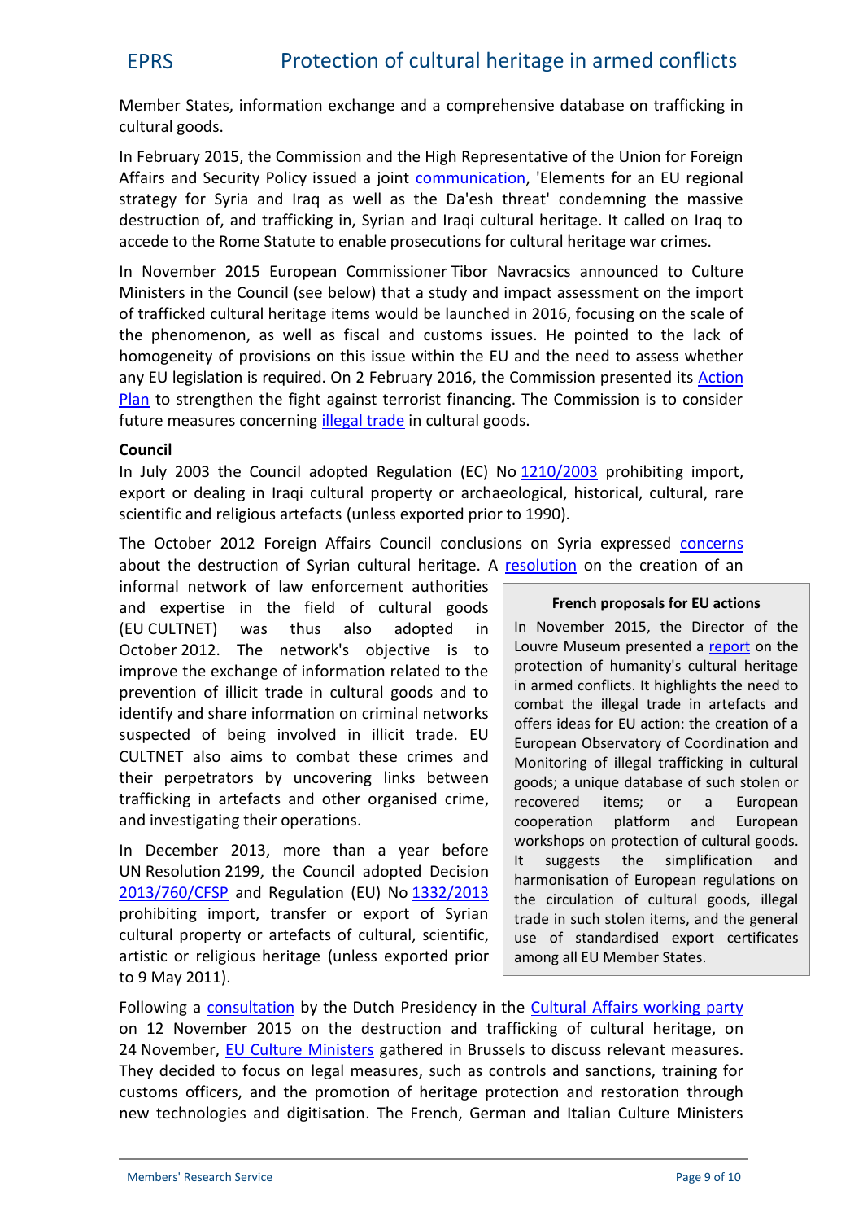Member States, information exchange and a comprehensive database on trafficking in cultural goods.

In February 2015, the Commission and the High Representative of the Union for Foreign Affairs and Security Policy issued a joint communication, 'Elements for an EU regional strategy for Syria and Iraq as well as the Da'esh threat' condemning the massive destruction of, and trafficking in, Syrian and Iraqi cultural heritage. It called on Iraq to accede to the Rome Statute to enable prosecutions for cultural heritage war crimes.

In November 2015 European Commissioner Tibor Navracsics announced to Culture Ministers in the Council (see below) that a study and impact assessment on the import of trafficked cultural heritage items would be launched in 2016, focusing on the scale of the phenomenon, as well as fiscal and customs issues. He pointed to the lack of homogeneity of provisions on this issue within the EU and the need to assess whether any EU legislation is required. On 2 February 2016, the Commission presented its Action Plan to strengthen the fight against terrorist financing. The Commission is to consider future measures concerning illegal trade in cultural goods.

**Council**

In July 2003 the Council adopted Regulation (EC) No 1210/2003 prohibiting import, export or dealing in Iraqi cultural property or archaeological, historical, cultural, rare scientific and religious artefacts (unless exported prior to 1990).

The October 2012 Foreign Affairs Council conclusions on Syria expressed concerns about the destruction of Syrian cultural heritage. A resolution on the creation of an informal network of law enforcement authorities and expertise in the field of cultural goods (EU CULTNET) was thus also adopted in October 2012. The network's objective is to improve the exchange of information related to the prevention of illicit trade in cultural goods and to identify and share information on criminal networks suspected of being involved in illicit trade. EU CULTNET also aims to combat these crimes and their perpetrators by uncovering links between trafficking in artefacts and other organised crime, and investigating their operations.

In December 2013, more than a year before UN Resolution 2199, the Council adopted Decision 2013/760/CFSP and Regulation (EU) No 1332/2013 prohibiting import, transfer or export of Syrian cultural property or artefacts of cultural, scientific, artistic or religious heritage (unless exported prior to 9 May 2011).

> **French proposals for EU actions**
>
> In November 2015, the Director of the Louvre Museum presented a report on the protection of humanity's cultural heritage in armed conflicts. It highlights the need to combat the illegal trade in artefacts and offers ideas for EU action: the creation of a European Observatory of Coordination and Monitoring of illegal trafficking in cultural goods; a unique database of such stolen or recovered items; or a European cooperation platform and European workshops on protection of cultural goods. It suggests the simplification and harmonisation of European regulations on the circulation of cultural goods, illegal trade in such stolen items, and the general use of standardised export certificates among all EU Member States.

Following a consultation by the Dutch Presidency in the Cultural Affairs working party on 12 November 2015 on the destruction and trafficking of cultural heritage, on 24 November, EU Culture Ministers gathered in Brussels to discuss relevant measures. They decided to focus on legal measures, such as controls and sanctions, training for customs officers, and the promotion of heritage protection and restoration through new technologies and digitisation. The French, German and Italian Culture Ministers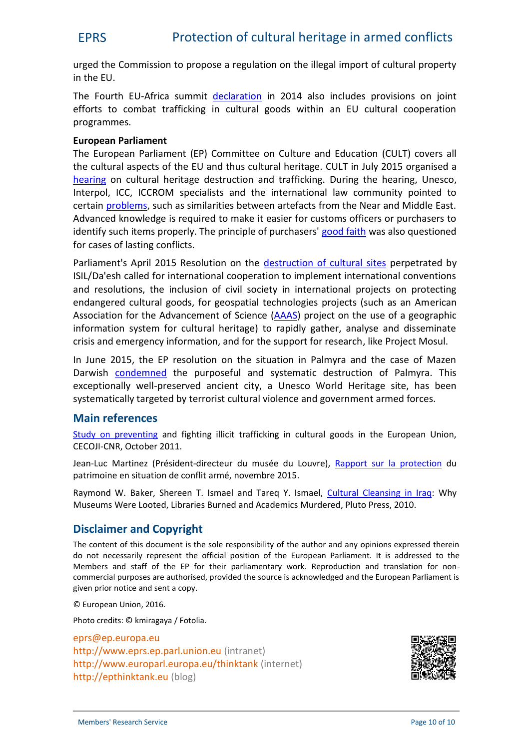urged the Commission to propose a regulation on the illegal import of cultural property in the EU.

The Fourth EU-Africa summit declaration in 2014 also includes provisions on joint efforts to combat trafficking in cultural goods within an EU cultural cooperation programmes.

**European Parliament**

The European Parliament (EP) Committee on Culture and Education (CULT) covers all the cultural aspects of the EU and thus cultural heritage. CULT in July 2015 organised a hearing on cultural heritage destruction and trafficking. During the hearing, Unesco, Interpol, ICC, ICCROM specialists and the international law community pointed to certain problems, such as similarities between artefacts from the Near and Middle East. Advanced knowledge is required to make it easier for customs officers or purchasers to identify such items properly. The principle of purchasers' good faith was also questioned for cases of lasting conflicts.

Parliament's April 2015 Resolution on the destruction of cultural sites perpetrated by ISIL/Da'esh called for international cooperation to implement international conventions and resolutions, the inclusion of civil society in international projects on protecting endangered cultural goods, for geospatial technologies projects (such as an American Association for the Advancement of Science (AAAS) project on the use of a geographic information system for cultural heritage) to rapidly gather, analyse and disseminate crisis and emergency information, and for the support for research, like Project Mosul.

In June 2015, the EP resolution on the situation in Palmyra and the case of Mazen Darwish condemned the purposeful and systematic destruction of Palmyra. This exceptionally well-preserved ancient city, a Unesco World Heritage site, has been systematically targeted by terrorist cultural violence and government armed forces.

## Main references

Study on preventing and fighting illicit trafficking in cultural goods in the European Union, CECOJI-CNR, October 2011.

Jean-Luc Martinez (Président-directeur du musée du Louvre), Rapport sur la protection du patrimoine en situation de conflit armé, novembre 2015.

Raymond W. Baker, Shereen T. Ismael and Tareq Y. Ismael, Cultural Cleansing in Iraq: Why Museums Were Looted, Libraries Burned and Academics Murdered, Pluto Press, 2010.

## Disclaimer and Copyright

The content of this document is the sole responsibility of the author and any opinions expressed therein do not necessarily represent the official position of the European Parliament. It is addressed to the Members and staff of the EP for their parliamentary work. Reproduction and translation for non-commercial purposes are authorised, provided the source is acknowledged and the European Parliament is given prior notice and sent a copy.

© European Union, 2016.

Photo credits: © kmiragaya / Fotolia.

eprs@ep.europa.eu
http://www.eprs.ep.parl.union.eu (intranet)
http://www.europarl.europa.eu/thinktank (internet)
http://epthinktank.eu (blog)